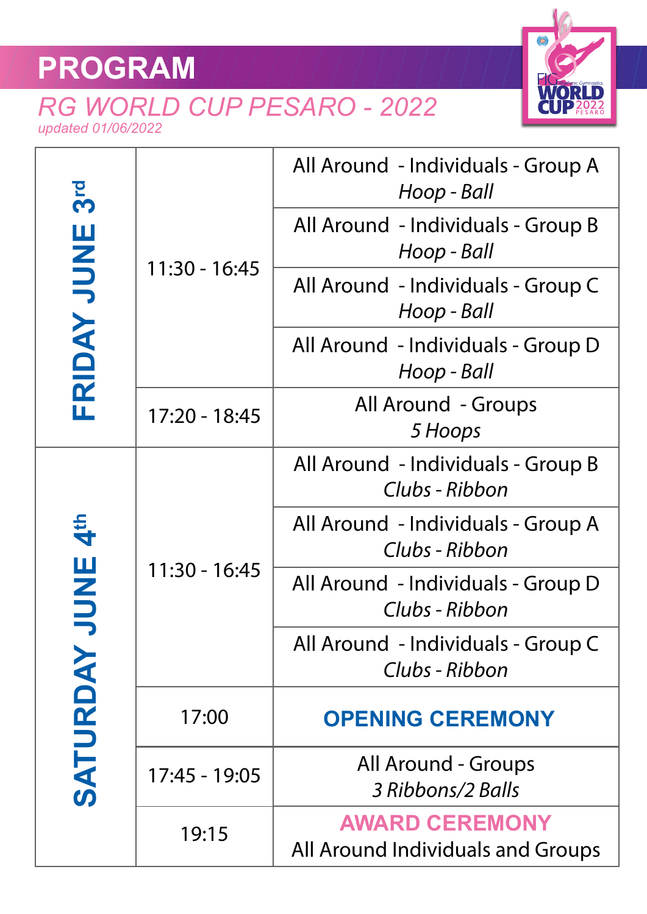# PROGRAM

## *RG WORLD CUP PESARO - 2022*

*updated 01/06/2022*

| Day | Time | Event |
| --- | --- | --- |
| **FRIDAY JUNE 3rd** | 11:30 - 16:45 | All Around - Individuals - Group A<br>*Hoop - Ball* |
| | | All Around - Individuals - Group B<br>*Hoop - Ball* |
| | | All Around - Individuals - Group C<br>*Hoop - Ball* |
| | | All Around - Individuals - Group D<br>*Hoop - Ball* |
| | 17:20 - 18:45 | All Around - Groups<br>*5 Hoops* |
| **SATURDAY JUNE 4th** | 11:30 - 16:45 | All Around - Individuals - Group B<br>*Clubs - Ribbon* |
| | | All Around - Individuals - Group A<br>*Clubs - Ribbon* |
| | | All Around - Individuals - Group D<br>*Clubs - Ribbon* |
| | | All Around - Individuals - Group C<br>*Clubs - Ribbon* |
| | 17:00 | **OPENING CEREMONY** |
| | 17:45 - 19:05 | All Around - Groups<br>*3 Ribbons/2 Balls* |
| | 19:15 | **AWARD CEREMONY**<br>All Around Individuals and Groups |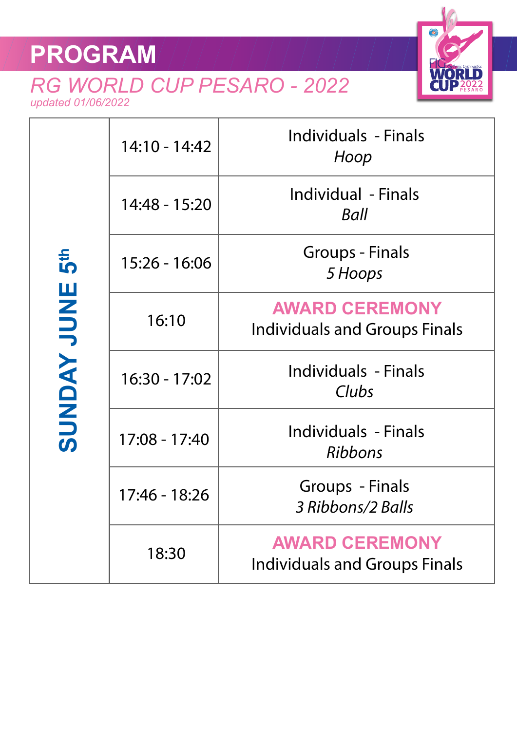# PROGRAM

## *RG WORLD CUP PESARO - 2022*

*updated 01/06/2022*

| | | |
|---|---|---|
| **SUNDAY JUNE 5th** | 14:10 - 14:42 | Individuals - Finals *Hoop* |
| | 14:48 - 15:20 | Individual - Finals *Ball* |
| | 15:26 - 16:06 | Groups - Finals *5 Hoops* |
| | 16:10 | **AWARD CEREMONY** Individuals and Groups Finals |
| | 16:30 - 17:02 | Individuals - Finals *Clubs* |
| | 17:08 - 17:40 | Individuals - Finals *Ribbons* |
| | 17:46 - 18:26 | Groups - Finals *3 Ribbons/2 Balls* |
| | 18:30 | **AWARD CEREMONY** Individuals and Groups Finals |